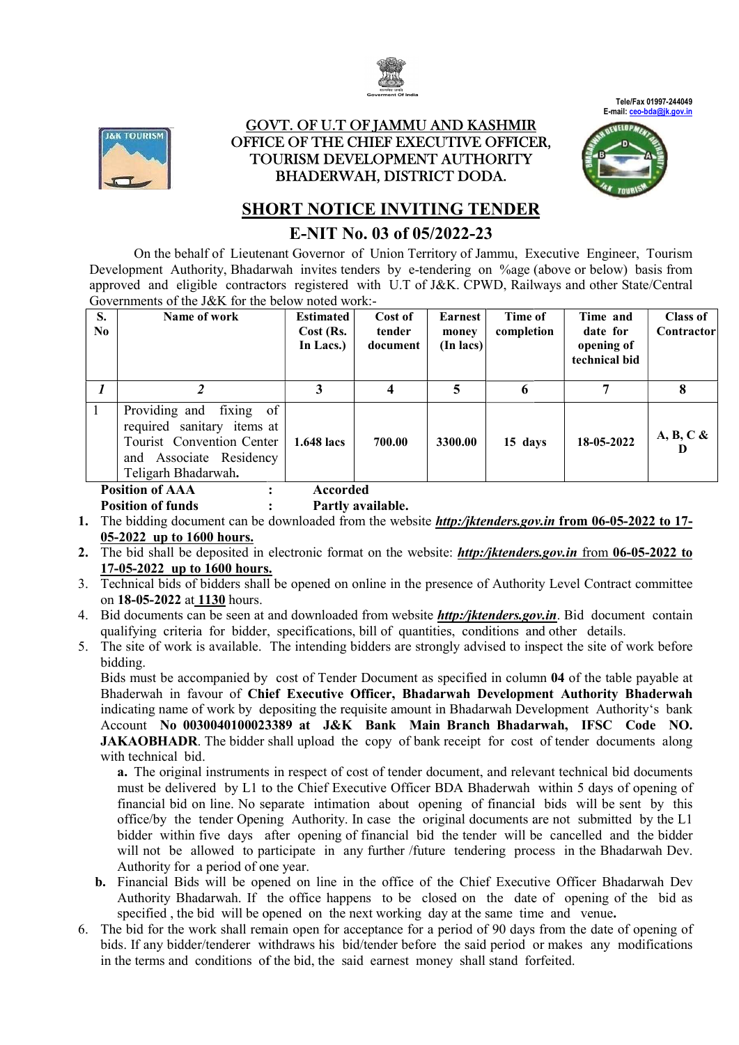Tele/Fax 01997-244049
E-mail: ceo-bda@jk.gov.in

# GOVT. OF U.T OF JAMMU AND KASHMIR
## OFFICE OF THE CHIEF EXECUTIVE OFFICER, TOURISM DEVELOPMENT AUTHORITY BHADERWAH, DISTRICT DODA.

## SHORT NOTICE INVITING TENDER
## E-NIT No. 03 of 05/2022-23

On the behalf of Lieutenant Governor of Union Territory of Jammu, Executive Engineer, Tourism Development Authority, Bhadarwah invites tenders by e-tendering on %age (above or below) basis from approved and eligible contractors registered with U.T of J&K. CPWD, Railways and other State/Central Governments of the J&K for the below noted work:-

| S. No | Name of work | Estimated Cost (Rs. In Lacs.) | Cost of tender document | Earnest money (In lacs) | Time of completion | Time and date for opening of technical bid | Class of Contractor |
|---|---|---|---|---|---|---|---|
| *1* | *2* | 3 | 4 | 5 | 6 | 7 | 8 |
| 1 | Providing and fixing of required sanitary items at Tourist Convention Center and Associate Residency Teligarh Bhadarwah. | 1.648 lacs | 700.00 | 3300.00 | 15 days | 18-05-2022 | A, B, C & D |

**Position of AAA : Accorded**

**Position of funds : Partly available.**

1. The bidding document can be downloaded from the website ***http:/jktenders.gov.in*** **from 06-05-2022 to 17-05-2022 up to 1600 hours.**
2. The bid shall be deposited in electronic format on the website: ***http:/jktenders.gov.in*** from **06-05-2022 to 17-05-2022 up to 1600 hours.**
3. Technical bids of bidders shall be opened on online in the presence of Authority Level Contract committee on **18-05-2022** at **1130** hours.
4. Bid documents can be seen at and downloaded from website ***http:/jktenders.gov.in***. Bid document contain qualifying criteria for bidder, specifications, bill of quantities, conditions and other details.
5. The site of work is available. The intending bidders are strongly advised to inspect the site of work before bidding.

   Bids must be accompanied by cost of Tender Document as specified in column **04** of the table payable at Bhaderwah in favour of **Chief Executive Officer, Bhadarwah Development Authority Bhaderwah** indicating name of work by depositing the requisite amount in Bhadarwah Development Authority's bank Account **No 0030040100023389 at J&K Bank Main Branch Bhadarwah, IFSC Code NO. JAKAOBHADR**. The bidder shall upload the copy of bank receipt for cost of tender documents along with technical bid.

   **a.** The original instruments in respect of cost of tender document, and relevant technical bid documents must be delivered by L1 to the Chief Executive Officer BDA Bhaderwah within 5 days of opening of financial bid on line. No separate intimation about opening of financial bids will be sent by this office/by the tender Opening Authority. In case the original documents are not submitted by the L1 bidder within five days after opening of financial bid the tender will be cancelled and the bidder will not be allowed to participate in any further /future tendering process in the Bhadarwah Dev. Authority for a period of one year.

   **b.** Financial Bids will be opened on line in the office of the Chief Executive Officer Bhadarwah Dev Authority Bhadarwah. If the office happens to be closed on the date of opening of the bid as specified , the bid will be opened on the next working day at the same time and venue**.**
6. The bid for the work shall remain open for acceptance for a period of 90 days from the date of opening of bids. If any bidder/tenderer withdraws his bid/tender before the said period or makes any modifications in the terms and conditions of the bid, the said earnest money shall stand forfeited.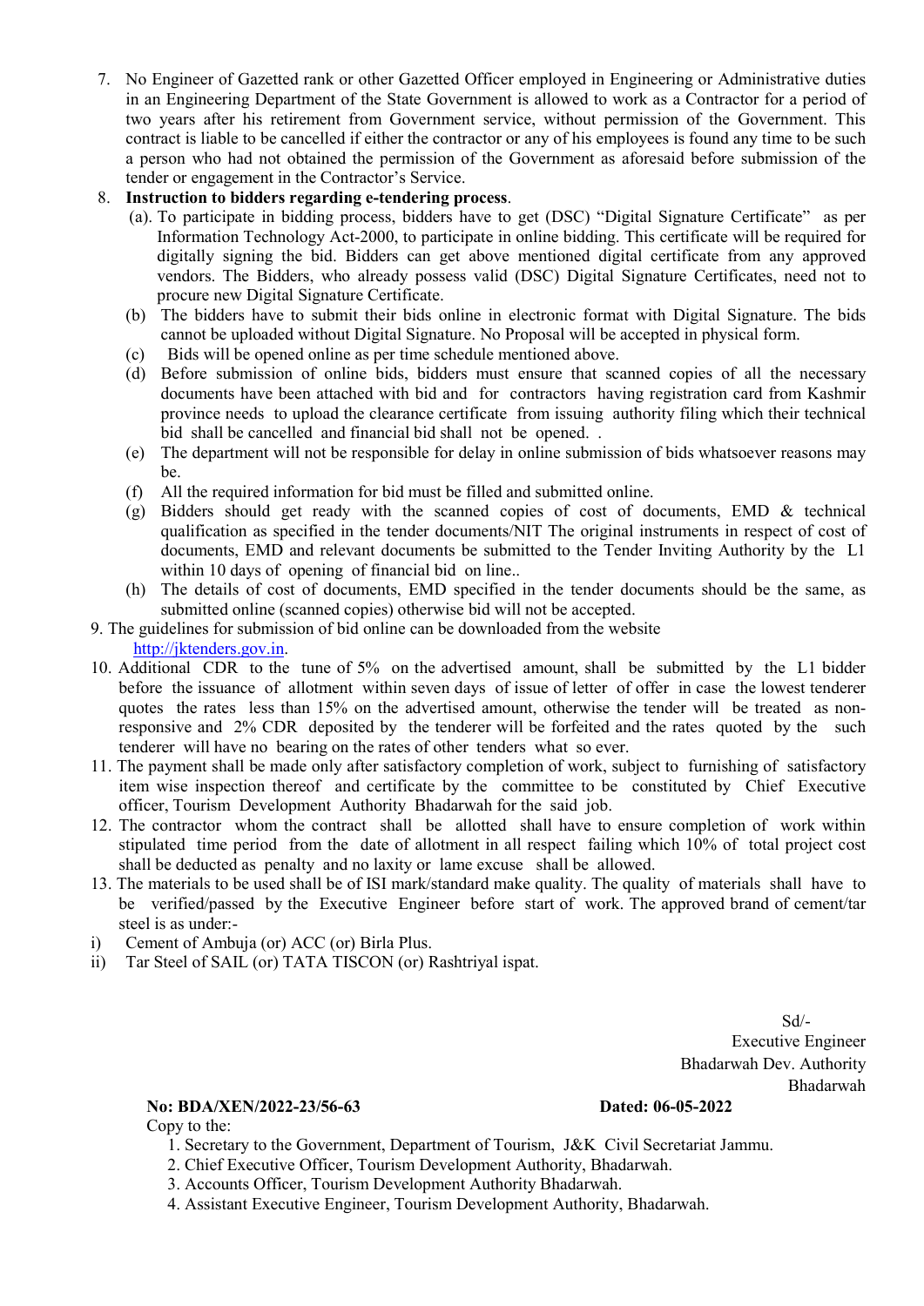7. No Engineer of Gazetted rank or other Gazetted Officer employed in Engineering or Administrative duties in an Engineering Department of the State Government is allowed to work as a Contractor for a period of two years after his retirement from Government service, without permission of the Government. This contract is liable to be cancelled if either the contractor or any of his employees is found any time to be such a person who had not obtained the permission of the Government as aforesaid before submission of the tender or engagement in the Contractor's Service.

8. **Instruction to bidders regarding e-tendering process**.

   (a). To participate in bidding process, bidders have to get (DSC) "Digital Signature Certificate" as per Information Technology Act-2000, to participate in online bidding. This certificate will be required for digitally signing the bid. Bidders can get above mentioned digital certificate from any approved vendors. The Bidders, who already possess valid (DSC) Digital Signature Certificates, need not to procure new Digital Signature Certificate.

   (b) The bidders have to submit their bids online in electronic format with Digital Signature. The bids cannot be uploaded without Digital Signature. No Proposal will be accepted in physical form.

   (c) Bids will be opened online as per time schedule mentioned above.

   (d) Before submission of online bids, bidders must ensure that scanned copies of all the necessary documents have been attached with bid and for contractors having registration card from Kashmir province needs to upload the clearance certificate from issuing authority filing which their technical bid shall be cancelled and financial bid shall not be opened. .

   (e) The department will not be responsible for delay in online submission of bids whatsoever reasons may be.

   (f) All the required information for bid must be filled and submitted online.

   (g) Bidders should get ready with the scanned copies of cost of documents, EMD & technical qualification as specified in the tender documents/NIT The original instruments in respect of cost of documents, EMD and relevant documents be submitted to the Tender Inviting Authority by the L1 within 10 days of opening of financial bid on line..

   (h) The details of cost of documents, EMD specified in the tender documents should be the same, as submitted online (scanned copies) otherwise bid will not be accepted.

9. The guidelines for submission of bid online can be downloaded from the website http://jktenders.gov.in.

10. Additional CDR to the tune of 5% on the advertised amount, shall be submitted by the L1 bidder before the issuance of allotment within seven days of issue of letter of offer in case the lowest tenderer quotes the rates less than 15% on the advertised amount, otherwise the tender will be treated as non-responsive and 2% CDR deposited by the tenderer will be forfeited and the rates quoted by the such tenderer will have no bearing on the rates of other tenders what so ever.

11. The payment shall be made only after satisfactory completion of work, subject to furnishing of satisfactory item wise inspection thereof and certificate by the committee to be constituted by Chief Executive officer, Tourism Development Authority Bhadarwah for the said job.

12. The contractor whom the contract shall be allotted shall have to ensure completion of work within stipulated time period from the date of allotment in all respect failing which 10% of total project cost shall be deducted as penalty and no laxity or lame excuse shall be allowed.

13. The materials to be used shall be of ISI mark/standard make quality. The quality of materials shall have to be verified/passed by the Executive Engineer before start of work. The approved brand of cement/tar steel is as under:-

i) Cement of Ambuja (or) ACC (or) Birla Plus.

ii) Tar Steel of SAIL (or) TATA TISCON (or) Rashtriyal ispat.

Sd/-
Executive Engineer
Bhadarwah Dev. Authority
Bhadarwah

**No: BDA/XEN/2022-23/56-63** **Dated: 06-05-2022**

Copy to the:

1. Secretary to the Government, Department of Tourism, J&K Civil Secretariat Jammu.
2. Chief Executive Officer, Tourism Development Authority, Bhadarwah.
3. Accounts Officer, Tourism Development Authority Bhadarwah.
4. Assistant Executive Engineer, Tourism Development Authority, Bhadarwah.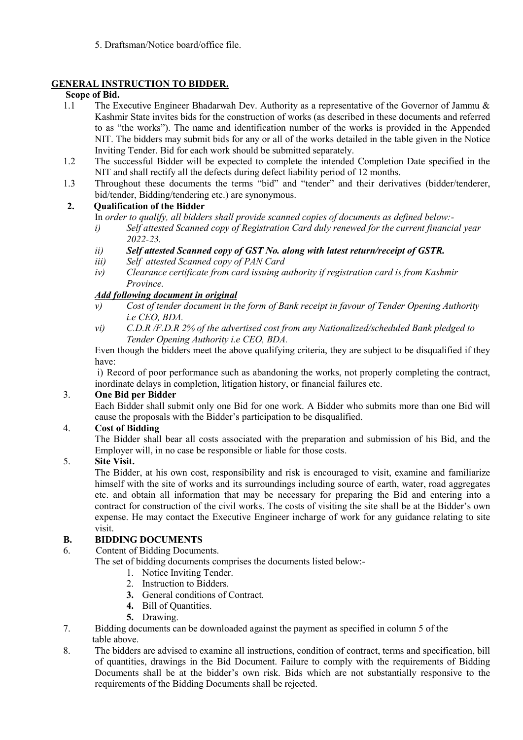5. Draftsman/Notice board/office file.

## GENERAL INSTRUCTION TO BIDDER.

**Scope of Bid.**

1.1 The Executive Engineer Bhadarwah Dev. Authority as a representative of the Governor of Jammu & Kashmir State invites bids for the construction of works (as described in these documents and referred to as "the works"). The name and identification number of the works is provided in the Appended NIT. The bidders may submit bids for any or all of the works detailed in the table given in the Notice Inviting Tender. Bid for each work should be submitted separately.

1.2 The successful Bidder will be expected to complete the intended Completion Date specified in the NIT and shall rectify all the defects during defect liability period of 12 months.

1.3 Throughout these documents the terms "bid" and "tender" and their derivatives (bidder/tenderer, bid/tender, Bidding/tendering etc.) are synonymous.

**2. Qualification of the Bidder**

In *order to qualify, all bidders shall provide scanned copies of documents as defined below:-*

*i) Self attested Scanned copy of Registration Card duly renewed for the current financial year 2022-23.*

***ii) Self attested Scanned copy of GST No. along with latest return/receipt of GSTR.***

*iii) Self attested Scanned copy of PAN Card*

*iv) Clearance certificate from card issuing authority if registration card is from Kashmir Province.*

***Add following document in original***

*v) Cost of tender document in the form of Bank receipt in favour of Tender Opening Authority i.e CEO, BDA.*

*vi) C.D.R /F.D.R 2% of the advertised cost from any Nationalized/scheduled Bank pledged to Tender Opening Authority i.e CEO, BDA.*

Even though the bidders meet the above qualifying criteria, they are subject to be disqualified if they have:

i) Record of poor performance such as abandoning the works, not properly completing the contract, inordinate delays in completion, litigation history, or financial failures etc.

**3. One Bid per Bidder**

Each Bidder shall submit only one Bid for one work. A Bidder who submits more than one Bid will cause the proposals with the Bidder's participation to be disqualified.

**4. Cost of Bidding**

The Bidder shall bear all costs associated with the preparation and submission of his Bid, and the Employer will, in no case be responsible or liable for those costs.

**5. Site Visit.**

The Bidder, at his own cost, responsibility and risk is encouraged to visit, examine and familiarize himself with the site of works and its surroundings including source of earth, water, road aggregates etc. and obtain all information that may be necessary for preparing the Bid and entering into a contract for construction of the civil works. The costs of visiting the site shall be at the Bidder's own expense. He may contact the Executive Engineer incharge of work for any guidance relating to site visit.

### B. BIDDING DOCUMENTS

6. Content of Bidding Documents.

The set of bidding documents comprises the documents listed below:-

1. Notice Inviting Tender.
2. Instruction to Bidders.
3. **3.** General conditions of Contract.
4. **4.** Bill of Quantities.
5. **5.** Drawing.

7. Bidding documents can be downloaded against the payment as specified in column 5 of the table above.

8. The bidders are advised to examine all instructions, condition of contract, terms and specification, bill of quantities, drawings in the Bid Document. Failure to comply with the requirements of Bidding Documents shall be at the bidder's own risk. Bids which are not substantially responsive to the requirements of the Bidding Documents shall be rejected.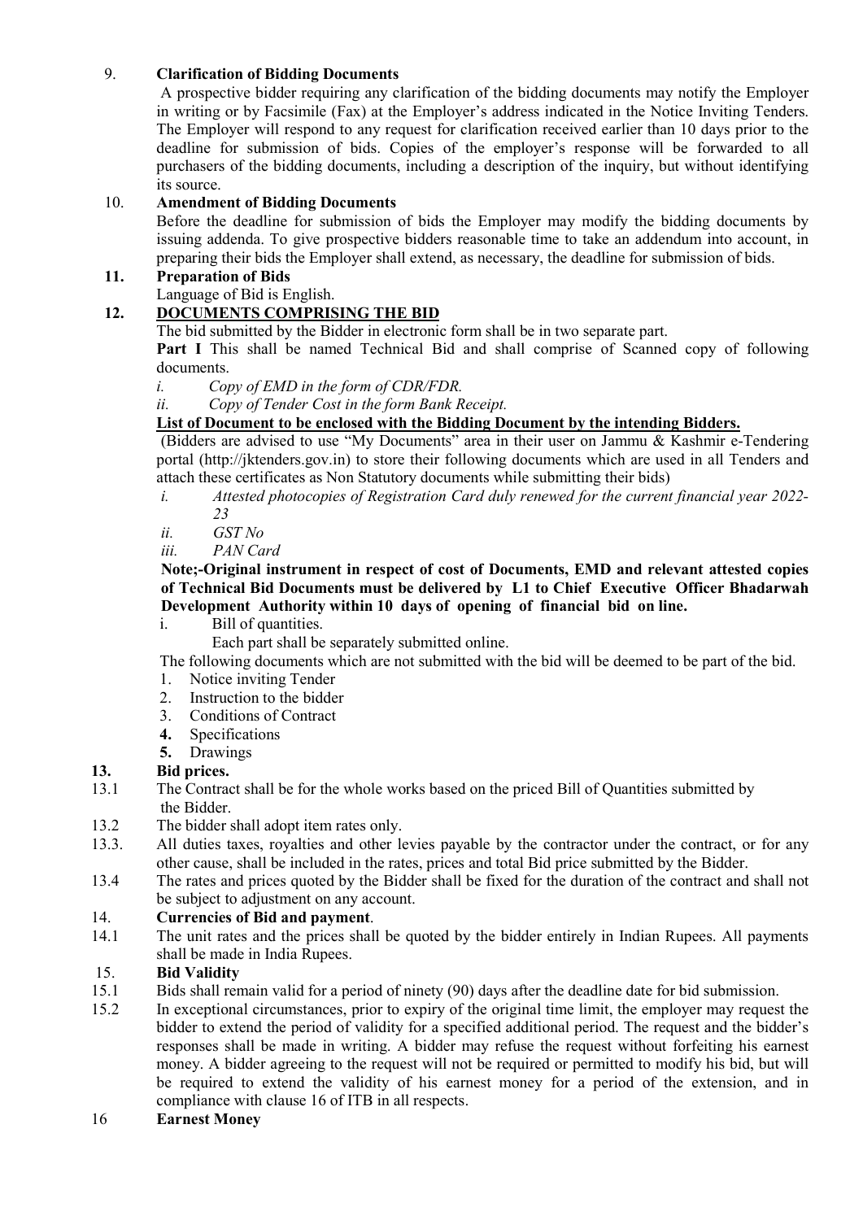9. **Clarification of Bidding Documents**

A prospective bidder requiring any clarification of the bidding documents may notify the Employer in writing or by Facsimile (Fax) at the Employer's address indicated in the Notice Inviting Tenders. The Employer will respond to any request for clarification received earlier than 10 days prior to the deadline for submission of bids. Copies of the employer's response will be forwarded to all purchasers of the bidding documents, including a description of the inquiry, but without identifying its source.

10. **Amendment of Bidding Documents**

Before the deadline for submission of bids the Employer may modify the bidding documents by issuing addenda. To give prospective bidders reasonable time to take an addendum into account, in preparing their bids the Employer shall extend, as necessary, the deadline for submission of bids.

**11. Preparation of Bids**

Language of Bid is English.

**12. <u>DOCUMENTS COMPRISING THE BID</u>**

The bid submitted by the Bidder in electronic form shall be in two separate part.

**Part I** This shall be named Technical Bid and shall comprise of Scanned copy of following documents.

*i. Copy of EMD in the form of CDR/FDR.*

*ii. Copy of Tender Cost in the form Bank Receipt.*

**<u>List of Document to be enclosed with the Bidding Document by the intending Bidders.</u>**

(Bidders are advised to use "My Documents" area in their user on Jammu & Kashmir e-Tendering portal (http://jktenders.gov.in) to store their following documents which are used in all Tenders and attach these certificates as Non Statutory documents while submitting their bids)

*i. Attested photocopies of Registration Card duly renewed for the current financial year 2022-23*

*ii. GST No*

*iii. PAN Card*

**Note;-Original instrument in respect of cost of Documents, EMD and relevant attested copies of Technical Bid Documents must be delivered by L1 to Chief Executive Officer Bhadarwah Development Authority within 10 days of opening of financial bid on line.**

i. Bill of quantities.

Each part shall be separately submitted online.

The following documents which are not submitted with the bid will be deemed to be part of the bid.

1. Notice inviting Tender
2. Instruction to the bidder
3. Conditions of Contract
4. Specifications
5. Drawings

**13. Bid prices.**

13.1 The Contract shall be for the whole works based on the priced Bill of Quantities submitted by the Bidder.

13.2 The bidder shall adopt item rates only.

13.3. All duties taxes, royalties and other levies payable by the contractor under the contract, or for any other cause, shall be included in the rates, prices and total Bid price submitted by the Bidder.

13.4 The rates and prices quoted by the Bidder shall be fixed for the duration of the contract and shall not be subject to adjustment on any account.

14. **Currencies of Bid and payment**.

14.1 The unit rates and the prices shall be quoted by the bidder entirely in Indian Rupees. All payments shall be made in India Rupees.

15. **Bid Validity**

15.1 Bids shall remain valid for a period of ninety (90) days after the deadline date for bid submission.

15.2 In exceptional circumstances, prior to expiry of the original time limit, the employer may request the bidder to extend the period of validity for a specified additional period. The request and the bidder's responses shall be made in writing. A bidder may refuse the request without forfeiting his earnest money. A bidder agreeing to the request will not be required or permitted to modify his bid, but will be required to extend the validity of his earnest money for a period of the extension, and in compliance with clause 16 of ITB in all respects.

16 **Earnest Money**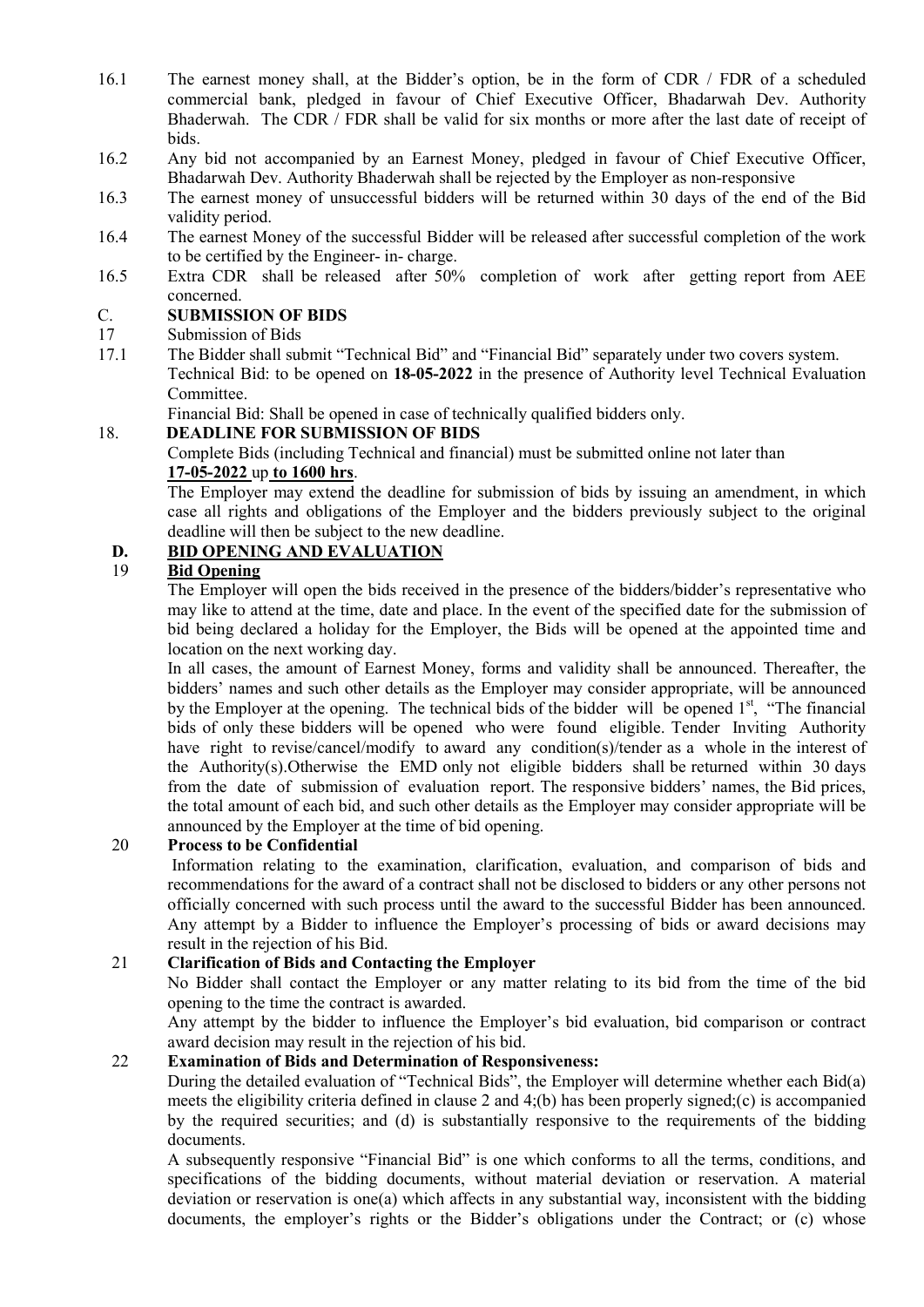16.1 The earnest money shall, at the Bidder's option, be in the form of CDR / FDR of a scheduled commercial bank, pledged in favour of Chief Executive Officer, Bhadarwah Dev. Authority Bhaderwah. The CDR / FDR shall be valid for six months or more after the last date of receipt of bids.

16.2 Any bid not accompanied by an Earnest Money, pledged in favour of Chief Executive Officer, Bhadarwah Dev. Authority Bhaderwah shall be rejected by the Employer as non-responsive

16.3 The earnest money of unsuccessful bidders will be returned within 30 days of the end of the Bid validity period.

16.4 The earnest Money of the successful Bidder will be released after successful completion of the work to be certified by the Engineer- in- charge.

16.5 Extra CDR shall be released after 50% completion of work after getting report from AEE concerned.

## C. SUBMISSION OF BIDS

17 Submission of Bids

17.1 The Bidder shall submit "Technical Bid" and "Financial Bid" separately under two covers system.

Technical Bid: to be opened on **18-05-2022** in the presence of Authority level Technical Evaluation Committee.

Financial Bid: Shall be opened in case of technically qualified bidders only.

## 18. DEADLINE FOR SUBMISSION OF BIDS

Complete Bids (including Technical and financial) must be submitted online not later than **17-05-2022** up **to 1600 hrs**.

The Employer may extend the deadline for submission of bids by issuing an amendment, in which case all rights and obligations of the Employer and the bidders previously subject to the original deadline will then be subject to the new deadline.

## D. BID OPENING AND EVALUATION

### 19 Bid Opening

The Employer will open the bids received in the presence of the bidders/bidder's representative who may like to attend at the time, date and place. In the event of the specified date for the submission of bid being declared a holiday for the Employer, the Bids will be opened at the appointed time and location on the next working day.

In all cases, the amount of Earnest Money, forms and validity shall be announced. Thereafter, the bidders' names and such other details as the Employer may consider appropriate, will be announced by the Employer at the opening. The technical bids of the bidder will be opened 1st, "The financial bids of only these bidders will be opened who were found eligible. Tender Inviting Authority have right to revise/cancel/modify to award any condition(s)/tender as a whole in the interest of the Authority(s).Otherwise the EMD only not eligible bidders shall be returned within 30 days from the date of submission of evaluation report. The responsive bidders' names, the Bid prices, the total amount of each bid, and such other details as the Employer may consider appropriate will be announced by the Employer at the time of bid opening.

### 20 Process to be Confidential

Information relating to the examination, clarification, evaluation, and comparison of bids and recommendations for the award of a contract shall not be disclosed to bidders or any other persons not officially concerned with such process until the award to the successful Bidder has been announced. Any attempt by a Bidder to influence the Employer's processing of bids or award decisions may result in the rejection of his Bid.

### 21 Clarification of Bids and Contacting the Employer

No Bidder shall contact the Employer or any matter relating to its bid from the time of the bid opening to the time the contract is awarded.

Any attempt by the bidder to influence the Employer's bid evaluation, bid comparison or contract award decision may result in the rejection of his bid.

### 22 Examination of Bids and Determination of Responsiveness:

During the detailed evaluation of "Technical Bids", the Employer will determine whether each Bid(a) meets the eligibility criteria defined in clause 2 and 4;(b) has been properly signed;(c) is accompanied by the required securities; and (d) is substantially responsive to the requirements of the bidding documents.

A subsequently responsive "Financial Bid" is one which conforms to all the terms, conditions, and specifications of the bidding documents, without material deviation or reservation. A material deviation or reservation is one(a) which affects in any substantial way, inconsistent with the bidding documents, the employer's rights or the Bidder's obligations under the Contract; or (c) whose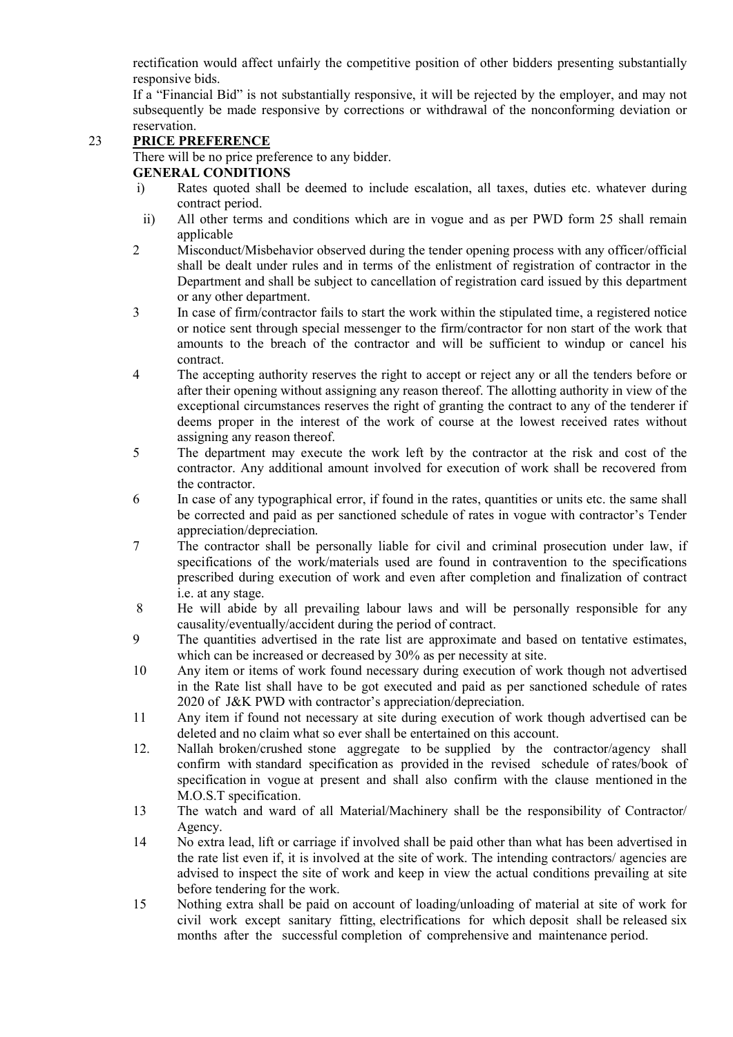rectification would affect unfairly the competitive position of other bidders presenting substantially responsive bids.

If a "Financial Bid" is not substantially responsive, it will be rejected by the employer, and may not subsequently be made responsive by corrections or withdrawal of the nonconforming deviation or reservation.

## 23 PRICE PREFERENCE

There will be no price preference to any bidder.

### GENERAL CONDITIONS

i) Rates quoted shall be deemed to include escalation, all taxes, duties etc. whatever during contract period.

ii) All other terms and conditions which are in vogue and as per PWD form 25 shall remain applicable

2 Misconduct/Misbehavior observed during the tender opening process with any officer/official shall be dealt under rules and in terms of the enlistment of registration of contractor in the Department and shall be subject to cancellation of registration card issued by this department or any other department.

3 In case of firm/contractor fails to start the work within the stipulated time, a registered notice or notice sent through special messenger to the firm/contractor for non start of the work that amounts to the breach of the contractor and will be sufficient to windup or cancel his contract.

4 The accepting authority reserves the right to accept or reject any or all the tenders before or after their opening without assigning any reason thereof. The allotting authority in view of the exceptional circumstances reserves the right of granting the contract to any of the tenderer if deems proper in the interest of the work of course at the lowest received rates without assigning any reason thereof.

5 The department may execute the work left by the contractor at the risk and cost of the contractor. Any additional amount involved for execution of work shall be recovered from the contractor.

6 In case of any typographical error, if found in the rates, quantities or units etc. the same shall be corrected and paid as per sanctioned schedule of rates in vogue with contractor's Tender appreciation/depreciation.

7 The contractor shall be personally liable for civil and criminal prosecution under law, if specifications of the work/materials used are found in contravention to the specifications prescribed during execution of work and even after completion and finalization of contract i.e. at any stage.

8 He will abide by all prevailing labour laws and will be personally responsible for any causality/eventually/accident during the period of contract.

9 The quantities advertised in the rate list are approximate and based on tentative estimates, which can be increased or decreased by 30% as per necessity at site.

10 Any item or items of work found necessary during execution of work though not advertised in the Rate list shall have to be got executed and paid as per sanctioned schedule of rates 2020 of J&K PWD with contractor's appreciation/depreciation.

11 Any item if found not necessary at site during execution of work though advertised can be deleted and no claim what so ever shall be entertained on this account.

12. Nallah broken/crushed stone aggregate to be supplied by the contractor/agency shall confirm with standard specification as provided in the revised schedule of rates/book of specification in vogue at present and shall also confirm with the clause mentioned in the M.O.S.T specification.

13 The watch and ward of all Material/Machinery shall be the responsibility of Contractor/ Agency.

14 No extra lead, lift or carriage if involved shall be paid other than what has been advertised in the rate list even if, it is involved at the site of work. The intending contractors/ agencies are advised to inspect the site of work and keep in view the actual conditions prevailing at site before tendering for the work.

15 Nothing extra shall be paid on account of loading/unloading of material at site of work for civil work except sanitary fitting, electrifications for which deposit shall be released six months after the successful completion of comprehensive and maintenance period.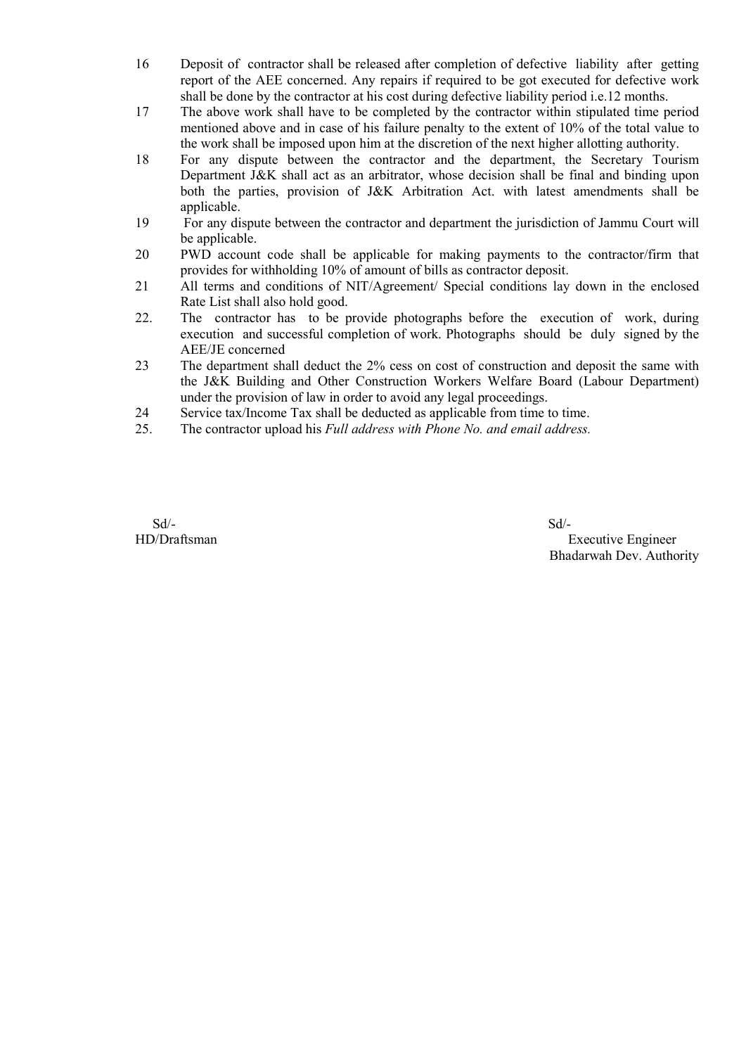16. Deposit of contractor shall be released after completion of defective liability after getting report of the AEE concerned. Any repairs if required to be got executed for defective work shall be done by the contractor at his cost during defective liability period i.e.12 months.
17. The above work shall have to be completed by the contractor within stipulated time period mentioned above and in case of his failure penalty to the extent of 10% of the total value to the work shall be imposed upon him at the discretion of the next higher allotting authority.
18. For any dispute between the contractor and the department, the Secretary Tourism Department J&K shall act as an arbitrator, whose decision shall be final and binding upon both the parties, provision of J&K Arbitration Act. with latest amendments shall be applicable.
19. For any dispute between the contractor and department the jurisdiction of Jammu Court will be applicable.
20. PWD account code shall be applicable for making payments to the contractor/firm that provides for withholding 10% of amount of bills as contractor deposit.
21. All terms and conditions of NIT/Agreement/ Special conditions lay down in the enclosed Rate List shall also hold good.
22. The contractor has to be provide photographs before the execution of work, during execution and successful completion of work. Photographs should be duly signed by the AEE/JE concerned
23. The department shall deduct the 2% cess on cost of construction and deposit the same with the J&K Building and Other Construction Workers Welfare Board (Labour Department) under the provision of law in order to avoid any legal proceedings.
24. Service tax/Income Tax shall be deducted as applicable from time to time.
25. The contractor upload his *Full address with Phone No. and email address.*

Sd/-
HD/Draftsman

Sd/-
Executive Engineer
Bhadarwah Dev. Authority